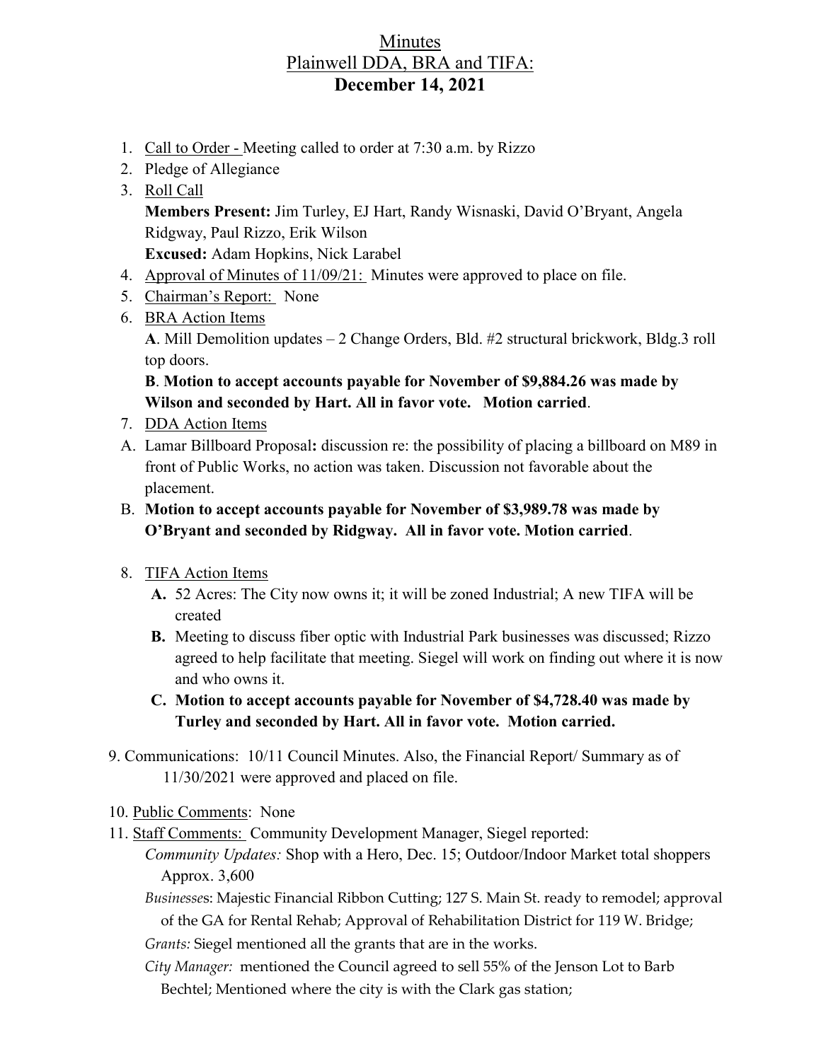# Minutes
## Plainwell DDA, BRA and TIFA:
## December 14, 2021

1. Call to Order - Meeting called to order at 7:30 a.m. by Rizzo
2. Pledge of Allegiance
3. Roll Call
   **Members Present:** Jim Turley, EJ Hart, Randy Wisnaski, David O'Bryant, Angela Ridgway, Paul Rizzo, Erik Wilson
   **Excused:** Adam Hopkins, Nick Larabel
4. Approval of Minutes of 11/09/21: Minutes were approved to place on file.
5. Chairman's Report: None
6. BRA Action Items
   **A**. Mill Demolition updates – 2 Change Orders, Bld. #2 structural brickwork, Bldg.3 roll top doors.
   **B**. **Motion to accept accounts payable for November of $9,884.26 was made by Wilson and seconded by Hart. All in favor vote. Motion carried**.
7. DDA Action Items
   A. Lamar Billboard Proposal**:** discussion re: the possibility of placing a billboard on M89 in front of Public Works, no action was taken. Discussion not favorable about the placement.
   B. **Motion to accept accounts payable for November of $3,989.78 was made by O'Bryant and seconded by Ridgway. All in favor vote. Motion carried**.
8. TIFA Action Items
   **A.** 52 Acres: The City now owns it; it will be zoned Industrial; A new TIFA will be created
   **B.** Meeting to discuss fiber optic with Industrial Park businesses was discussed; Rizzo agreed to help facilitate that meeting. Siegel will work on finding out where it is now and who owns it.
   **C. Motion to accept accounts payable for November of $4,728.40 was made by Turley and seconded by Hart. All in favor vote. Motion carried.**
9. Communications: 10/11 Council Minutes. Also, the Financial Report/ Summary as of 11/30/2021 were approved and placed on file.
10. Public Comments: None
11. Staff Comments: Community Development Manager, Siegel reported:
    *Community Updates:* Shop with a Hero, Dec. 15; Outdoor/Indoor Market total shoppers Approx. 3,600
    *Businesse*s: Majestic Financial Ribbon Cutting; 127 S. Main St. ready to remodel; approval of the GA for Rental Rehab; Approval of Rehabilitation District for 119 W. Bridge;
    *Grants:* Siegel mentioned all the grants that are in the works.
    *City Manager:* mentioned the Council agreed to sell 55% of the Jenson Lot to Barb Bechtel; Mentioned where the city is with the Clark gas station;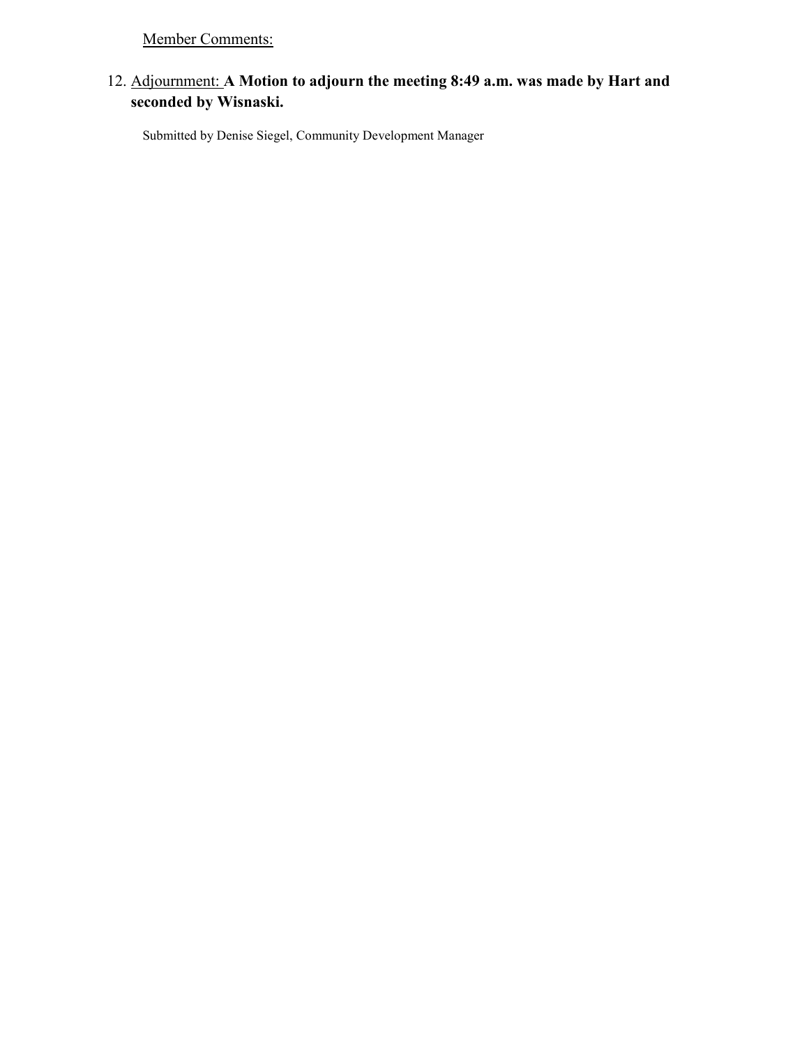Member Comments:

12. Adjournment: **A Motion to adjourn the meeting 8:49 a.m. was made by Hart and seconded by Wisnaski.**

Submitted by Denise Siegel, Community Development Manager